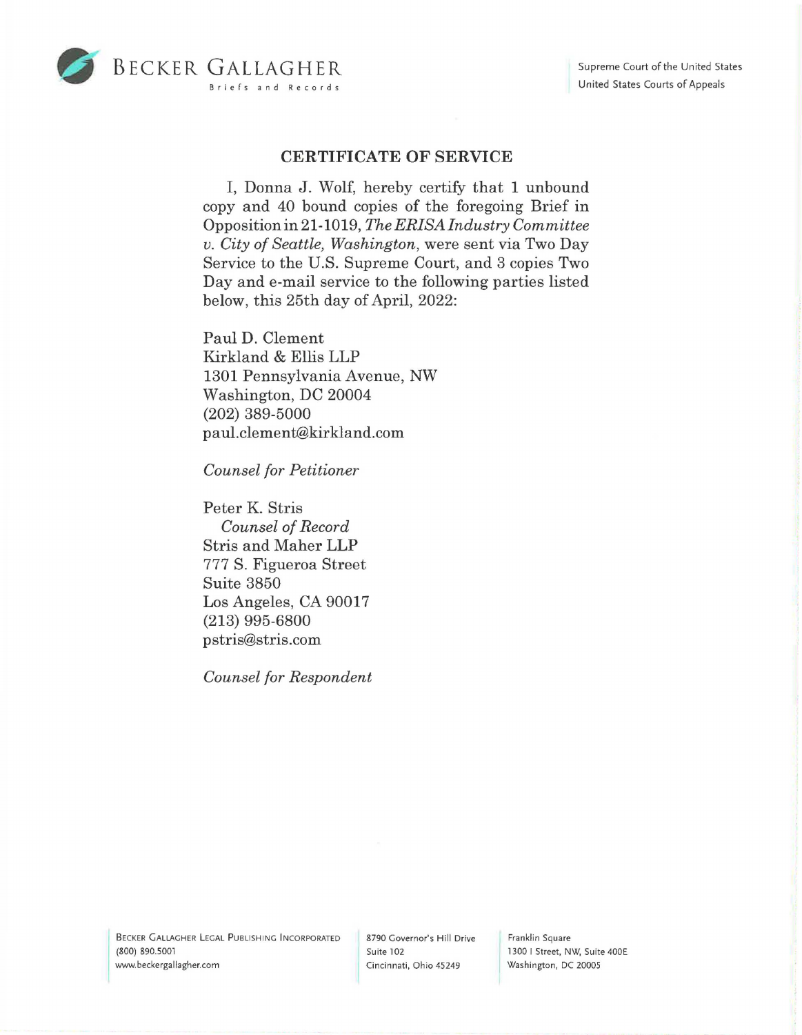BECKER GALLAGHER

Briefs and Records

Supreme Court of the United States
United States Courts of Appeals

## CERTIFICATE OF SERVICE

I, Donna J. Wolf, hereby certify that 1 unbound copy and 40 bound copies of the foregoing Brief in Opposition in 21-1019, *The ERISA Industry Committee v. City of Seattle, Washington*, were sent via Two Day Service to the U.S. Supreme Court, and 3 copies Two Day and e-mail service to the following parties listed below, this 25th day of April, 2022:

Paul D. Clement
Kirkland & Ellis LLP
1301 Pennsylvania Avenue, NW
Washington, DC 20004
(202) 389-5000
paul.clement@kirkland.com

*Counsel for Petitioner*

Peter K. Stris
*Counsel of Record*
Stris and Maher LLP
777 S. Figueroa Street
Suite 3850
Los Angeles, CA 90017
(213) 995-6800
pstris@stris.com

*Counsel for Respondent*

BECKER GALLAGHER LEGAL PUBLISHING INCORPORATED
(800) 890.5001
www.beckergallagher.com

8790 Governor's Hill Drive
Suite 102
Cincinnati, Ohio 45249

Franklin Square
1300 I Street, NW, Suite 400E
Washington, DC 20005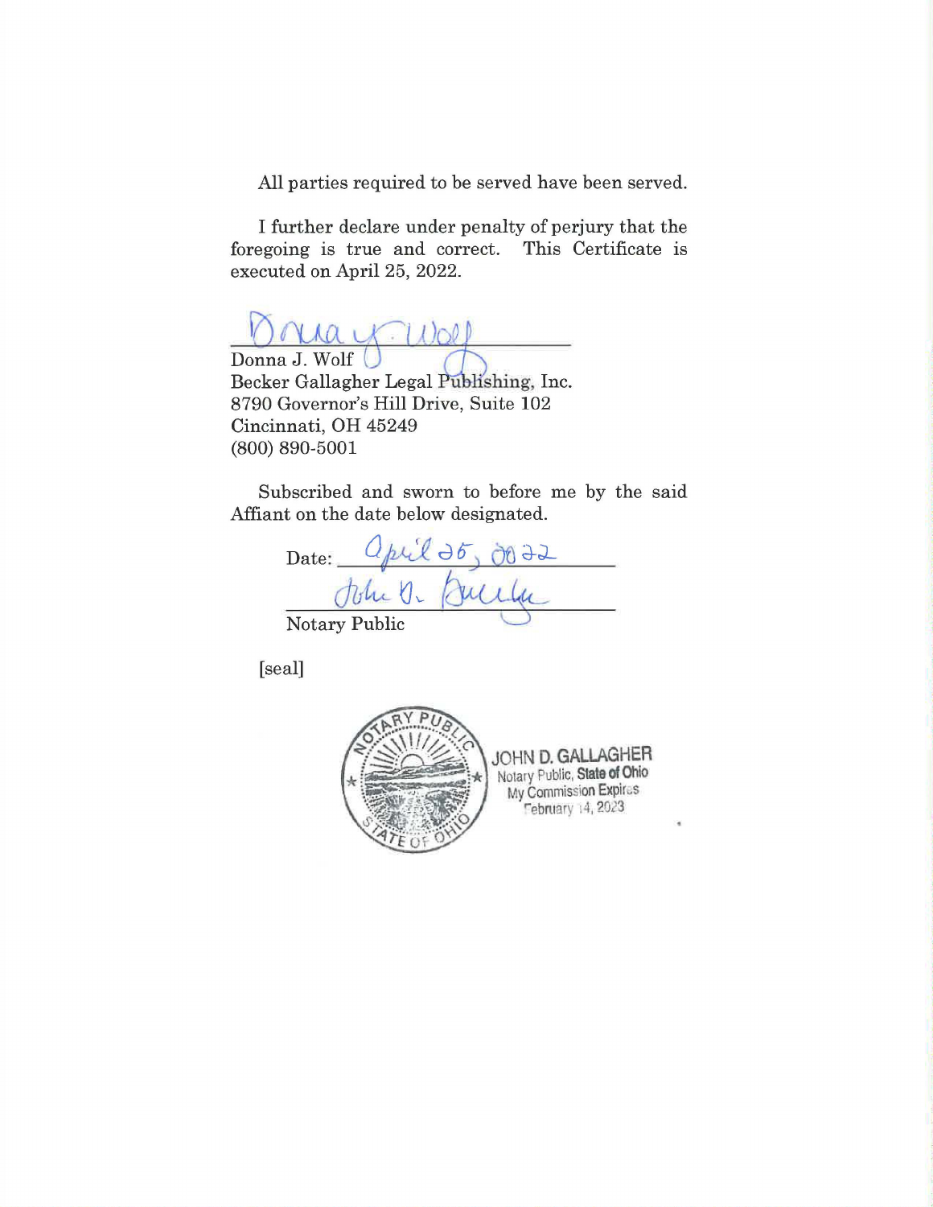All parties required to be served have been served.

I further declare under penalty of perjury that the foregoing is true and correct. This Certificate is executed on April 25, 2022.

Donna J. Wolf
Becker Gallagher Legal Publishing, Inc.
8790 Governor's Hill Drive, Suite 102
Cincinnati, OH 45249
(800) 890-5001

Subscribed and sworn to before me by the said Affiant on the date below designated.

Date: April 25, 2022

Notary Public

[seal]

NOTARY PUBLIC
STATE OF OHIO

JOHN D. GALLAGHER
Notary Public, State of Ohio
My Commission Expires
February 14, 2023